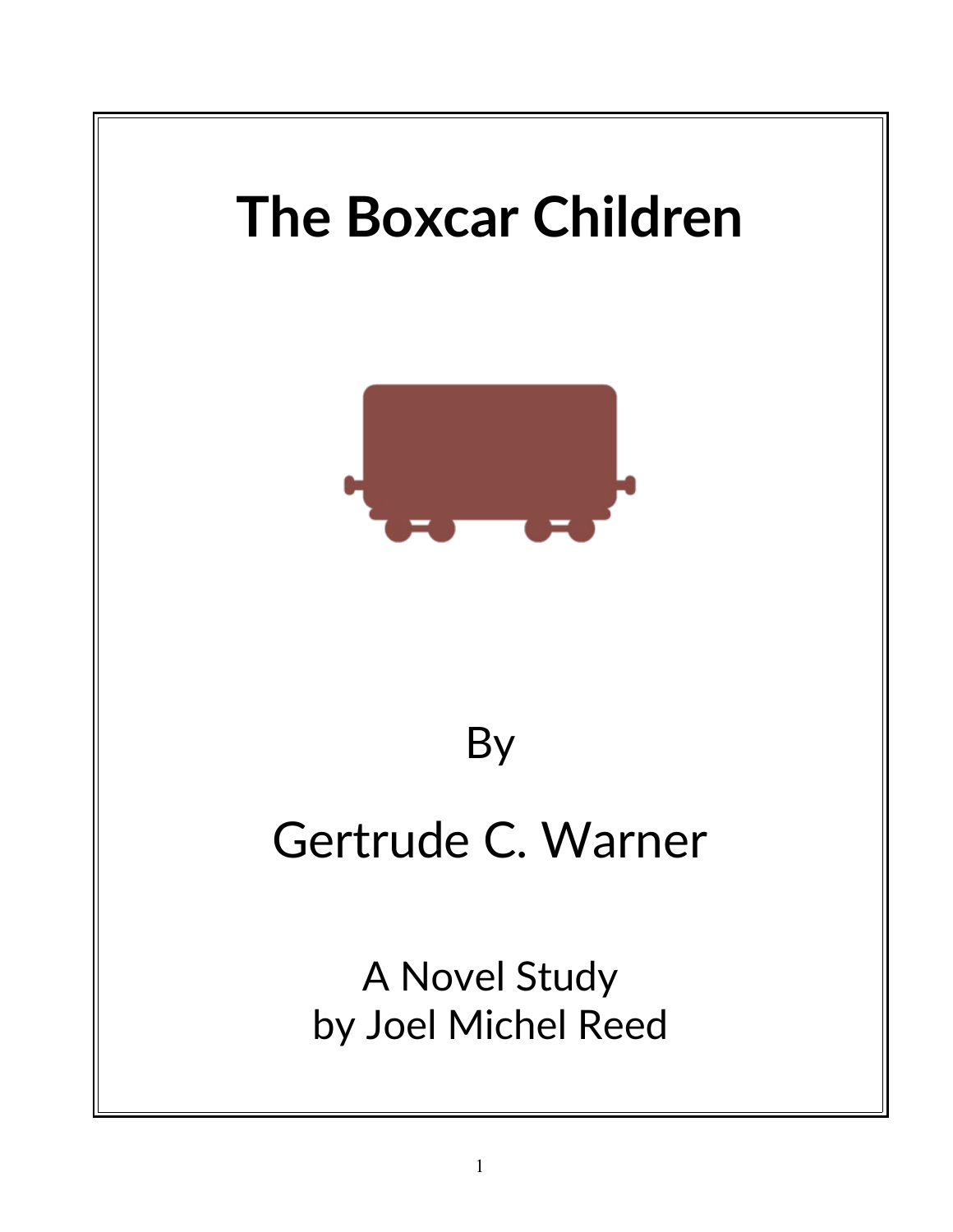# The Boxcar Children

By

Gertrude C. Warner

A Novel Study
by Joel Michel Reed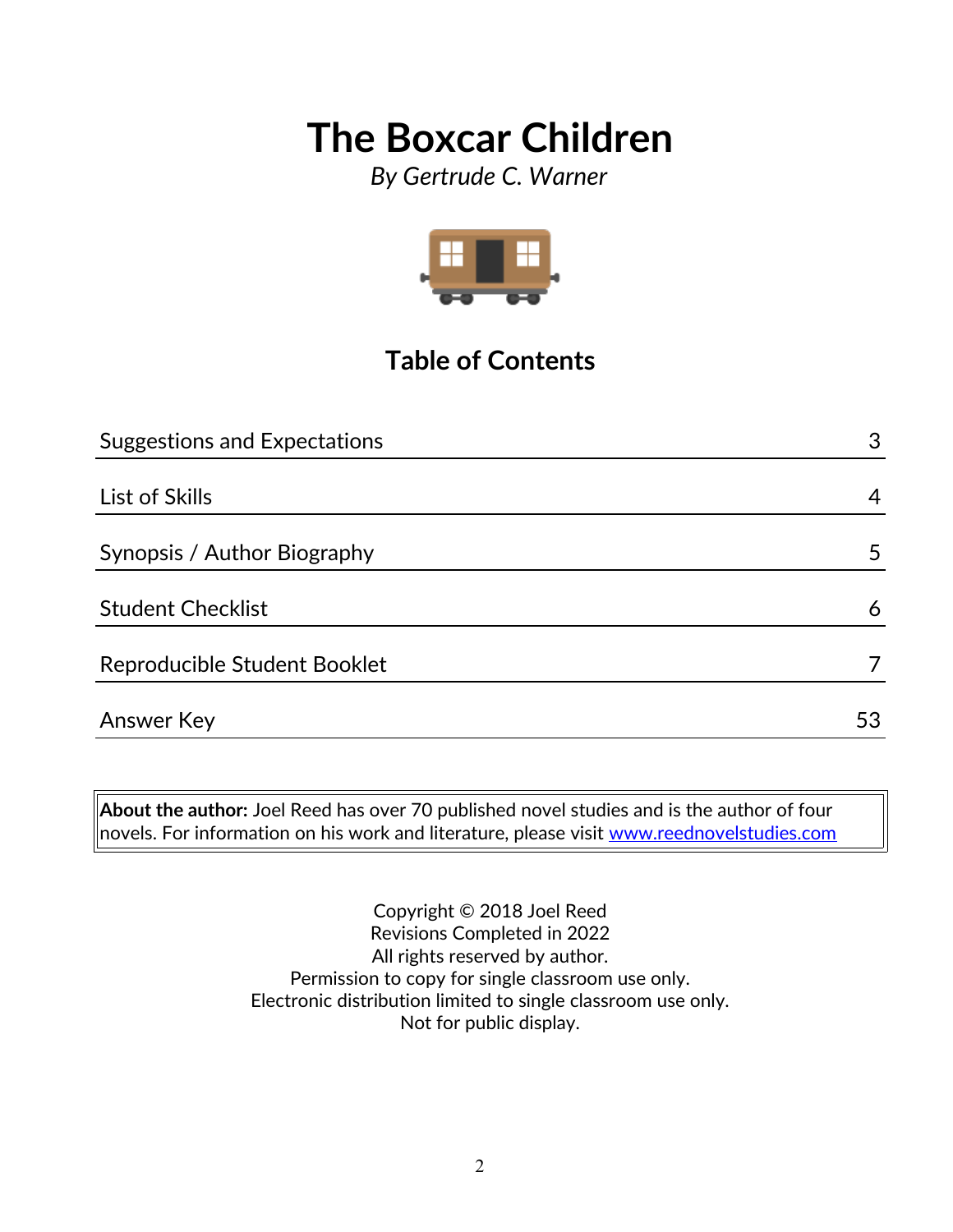# The Boxcar Children

*By Gertrude C. Warner*

## Table of Contents

| | |
|---|---|
| Suggestions and Expectations | 3 |
| List of Skills | 4 |
| Synopsis / Author Biography | 5 |
| Student Checklist | 6 |
| Reproducible Student Booklet | 7 |
| Answer Key | 53 |

**About the author:** Joel Reed has over 70 published novel studies and is the author of four novels. For information on his work and literature, please visit www.reednovelstudies.com

Copyright © 2018 Joel Reed
Revisions Completed in 2022
All rights reserved by author.
Permission to copy for single classroom use only.
Electronic distribution limited to single classroom use only.
Not for public display.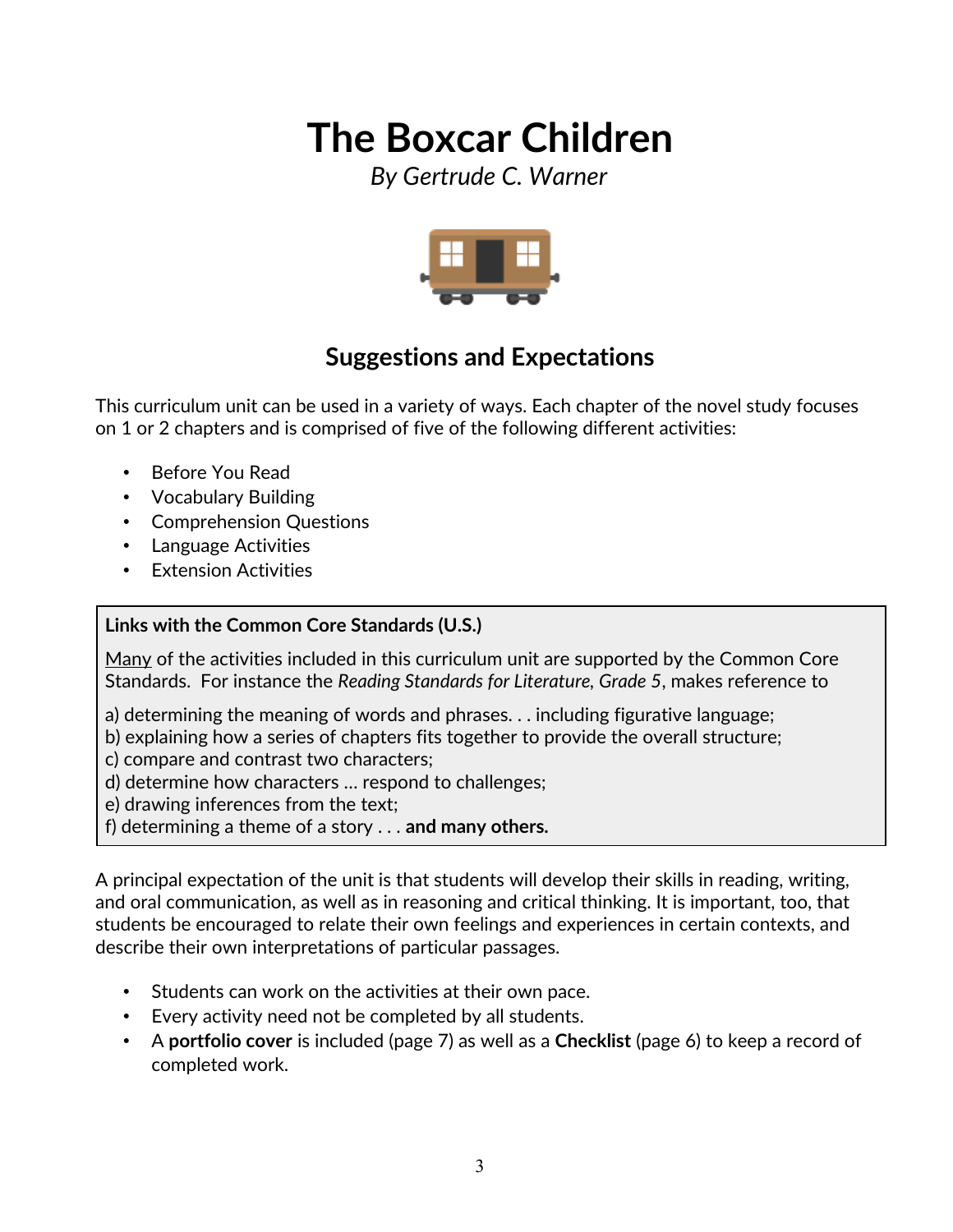# The Boxcar Children

*By Gertrude C. Warner*

## Suggestions and Expectations

This curriculum unit can be used in a variety of ways. Each chapter of the novel study focuses on 1 or 2 chapters and is comprised of five of the following different activities:

- Before You Read
- Vocabulary Building
- Comprehension Questions
- Language Activities
- Extension Activities

**Links with the Common Core Standards (U.S.)**

Many of the activities included in this curriculum unit are supported by the Common Core Standards. For instance the *Reading Standards for Literature, Grade 5*, makes reference to

a) determining the meaning of words and phrases. . . including figurative language;
b) explaining how a series of chapters fits together to provide the overall structure;
c) compare and contrast two characters;
d) determine how characters … respond to challenges;
e) drawing inferences from the text;
f) determining a theme of a story . . . **and many others.**

A principal expectation of the unit is that students will develop their skills in reading, writing, and oral communication, as well as in reasoning and critical thinking. It is important, too, that students be encouraged to relate their own feelings and experiences in certain contexts, and describe their own interpretations of particular passages.

- Students can work on the activities at their own pace.
- Every activity need not be completed by all students.
- A **portfolio cover** is included (page 7) as well as a **Checklist** (page 6) to keep a record of completed work.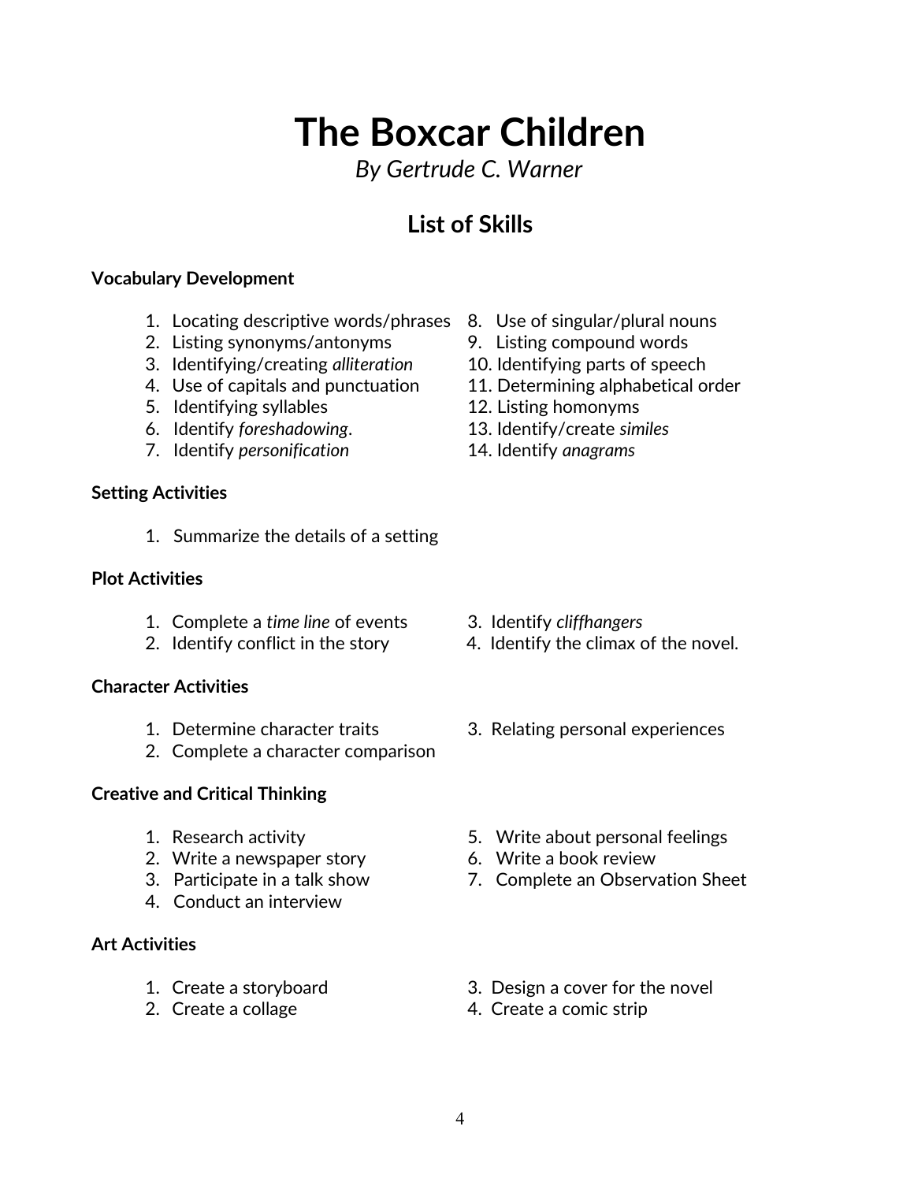# The Boxcar Children

*By Gertrude C. Warner*

## List of Skills

**Vocabulary Development**

1. Locating descriptive words/phrases
2. Listing synonyms/antonyms
3. Identifying/creating *alliteration*
4. Use of capitals and punctuation
5. Identifying syllables
6. Identify *foreshadowing*.
7. Identify *personification*
8. Use of singular/plural nouns
9. Listing compound words
10. Identifying parts of speech
11. Determining alphabetical order
12. Listing homonyms
13. Identify/create *similes*
14. Identify *anagrams*

**Setting Activities**

1. Summarize the details of a setting

**Plot Activities**

1. Complete a *time line* of events
2. Identify conflict in the story
3. Identify *cliffhangers*
4. Identify the climax of the novel.

**Character Activities**

1. Determine character traits
2. Complete a character comparison
3. Relating personal experiences

**Creative and Critical Thinking**

1. Research activity
2. Write a newspaper story
3. Participate in a talk show
4. Conduct an interview
5. Write about personal feelings
6. Write a book review
7. Complete an Observation Sheet

**Art Activities**

1. Create a storyboard
2. Create a collage
3. Design a cover for the novel
4. Create a comic strip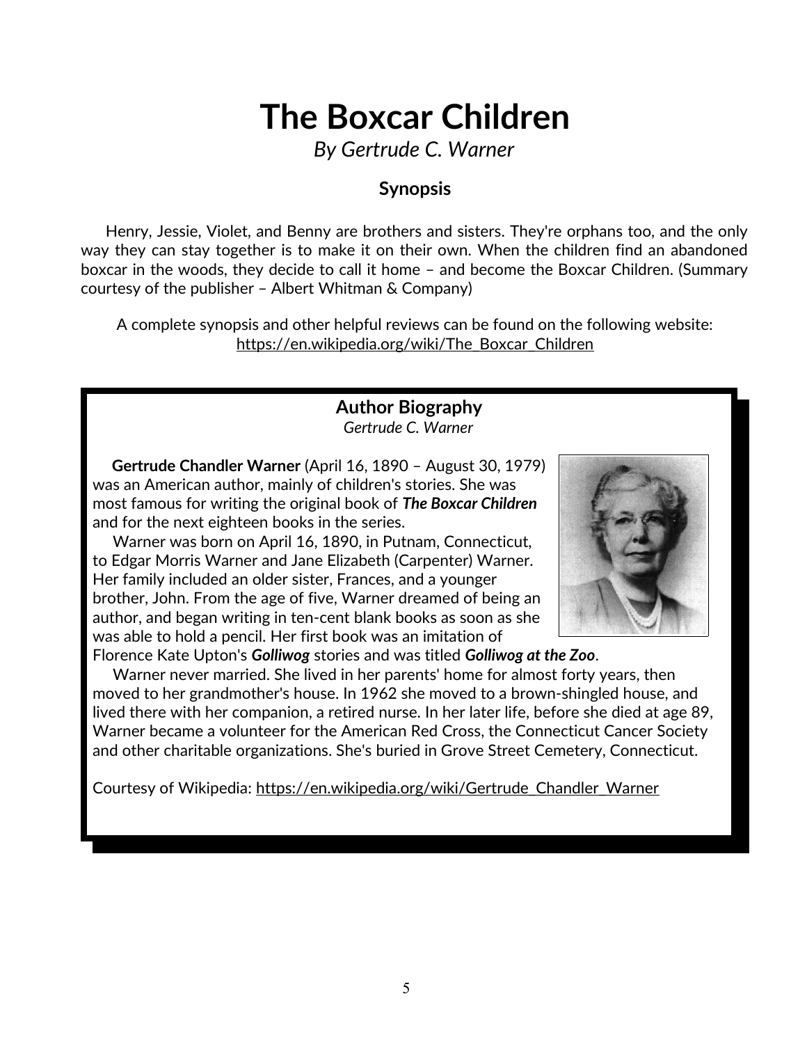# The Boxcar Children

*By Gertrude C. Warner*

### Synopsis

Henry, Jessie, Violet, and Benny are brothers and sisters. They're orphans too, and the only way they can stay together is to make it on their own. When the children find an abandoned boxcar in the woods, they decide to call it home – and become the Boxcar Children. (Summary courtesy of the publisher – Albert Whitman & Company)

A complete synopsis and other helpful reviews can be found on the following website: https://en.wikipedia.org/wiki/The_Boxcar_Children

### Author Biography

*Gertrude C. Warner*

**Gertrude Chandler Warner** (April 16, 1890 – August 30, 1979) was an American author, mainly of children's stories. She was most famous for writing the original book of ***The Boxcar Children*** and for the next eighteen books in the series.

Warner was born on April 16, 1890, in Putnam, Connecticut, to Edgar Morris Warner and Jane Elizabeth (Carpenter) Warner. Her family included an older sister, Frances, and a younger brother, John. From the age of five, Warner dreamed of being an author, and began writing in ten-cent blank books as soon as she was able to hold a pencil. Her first book was an imitation of Florence Kate Upton's ***Golliwog*** stories and was titled ***Golliwog at the Zoo***.

Warner never married. She lived in her parents' home for almost forty years, then moved to her grandmother's house. In 1962 she moved to a brown-shingled house, and lived there with her companion, a retired nurse. In her later life, before she died at age 89, Warner became a volunteer for the American Red Cross, the Connecticut Cancer Society and other charitable organizations. She's buried in Grove Street Cemetery, Connecticut.

Courtesy of Wikipedia: https://en.wikipedia.org/wiki/Gertrude_Chandler_Warner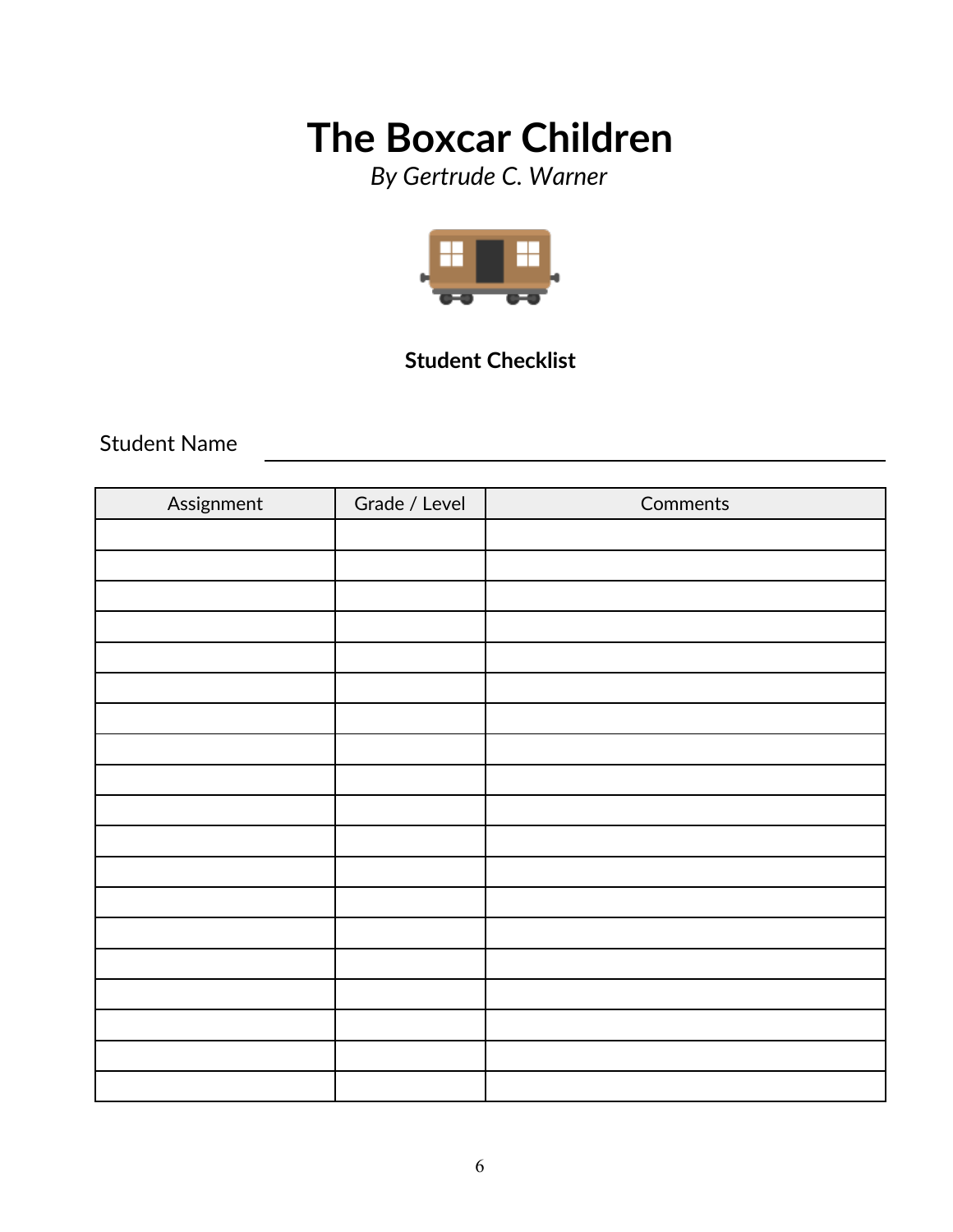# The Boxcar Children

*By Gertrude C. Warner*

**Student Checklist**

Student Name ______________________________

| Assignment | Grade / Level | Comments |
|---|---|---|
| | | |
| | | |
| | | |
| | | |
| | | |
| | | |
| | | |
| | | |
| | | |
| | | |
| | | |
| | | |
| | | |
| | | |
| | | |
| | | |
| | | |
| | | |
| | | |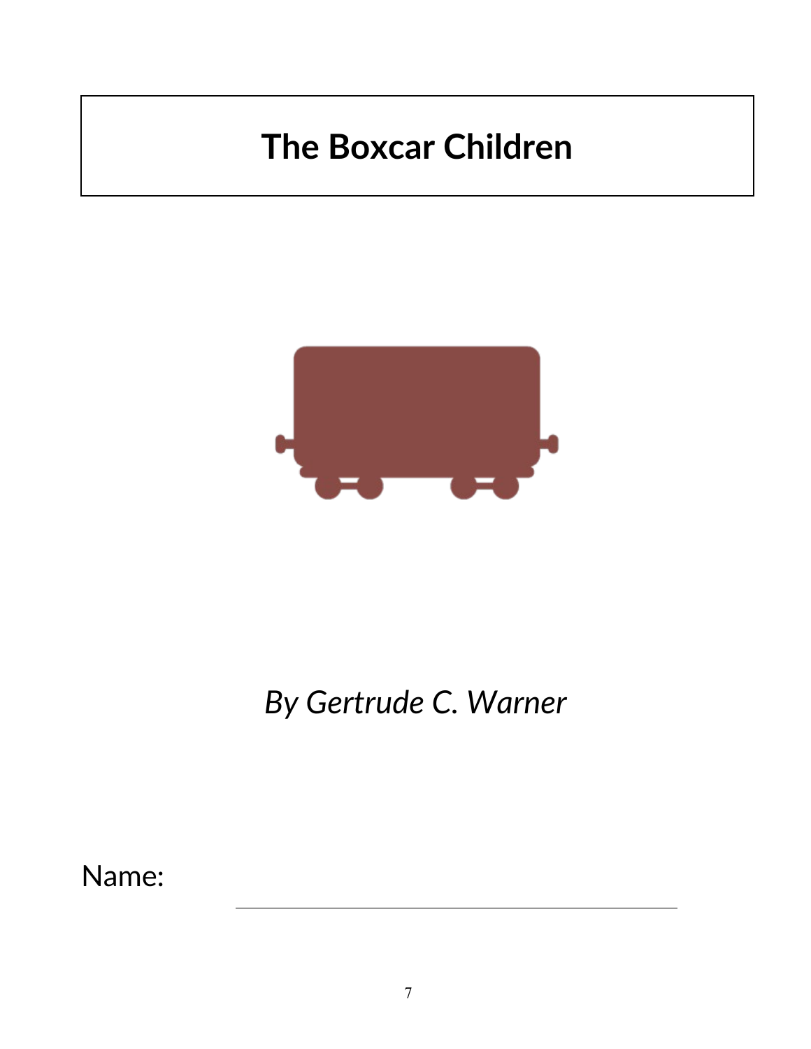# The Boxcar Children

*By Gertrude C. Warner*

Name: ______________________________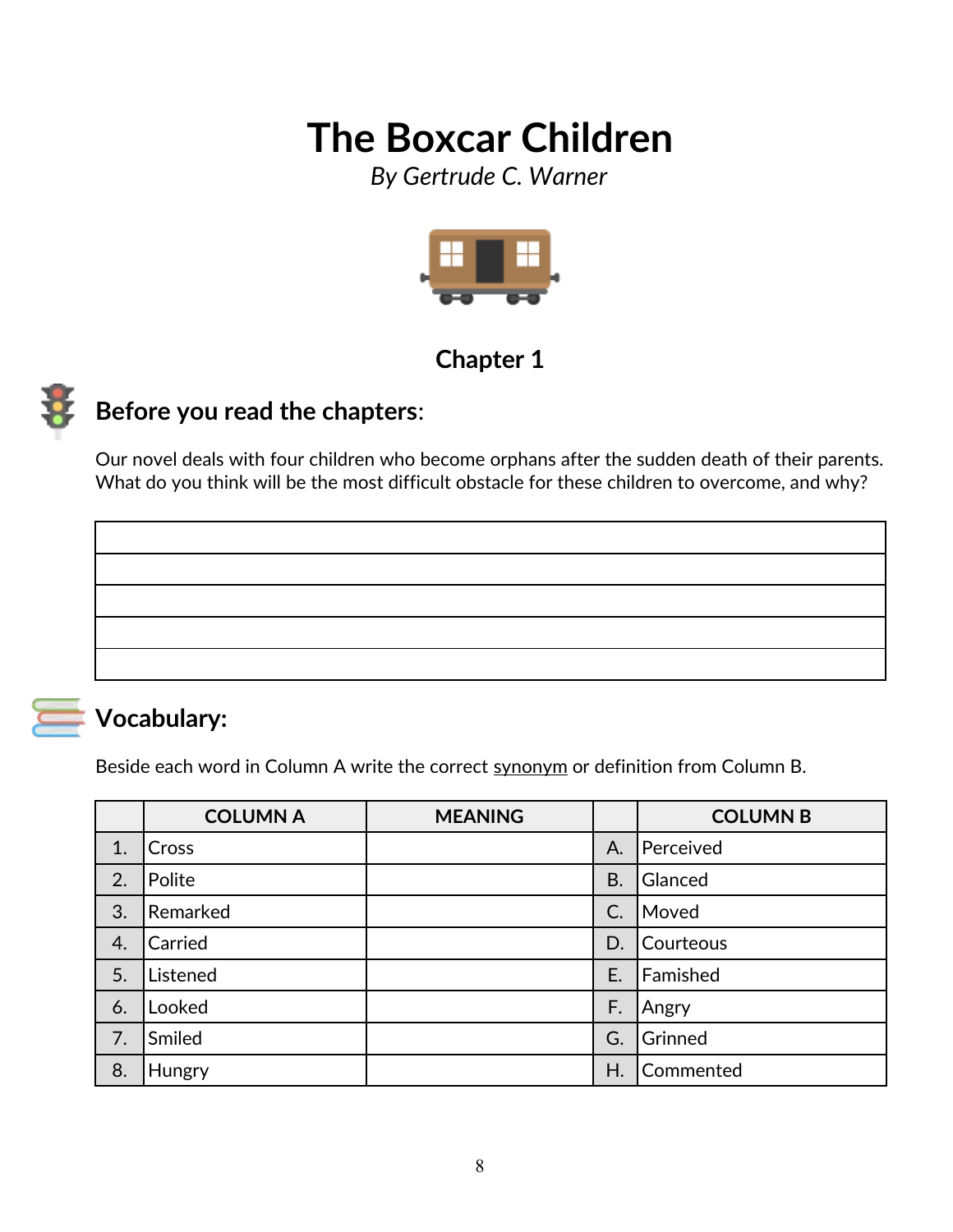# The Boxcar Children

*By Gertrude C. Warner*

## Chapter 1

## Before you read the chapters:

Our novel deals with four children who become orphans after the sudden death of their parents. What do you think will be the most difficult obstacle for these children to overcome, and why?

| |
|---|
| |
| |
| |
| |
| |

## Vocabulary:

Beside each word in Column A write the correct synonym or definition from Column B.

| | COLUMN A | MEANING | | COLUMN B |
|---|---|---|---|---|
| 1. | Cross | | A. | Perceived |
| 2. | Polite | | B. | Glanced |
| 3. | Remarked | | C. | Moved |
| 4. | Carried | | D. | Courteous |
| 5. | Listened | | E. | Famished |
| 6. | Looked | | F. | Angry |
| 7. | Smiled | | G. | Grinned |
| 8. | Hungry | | H. | Commented |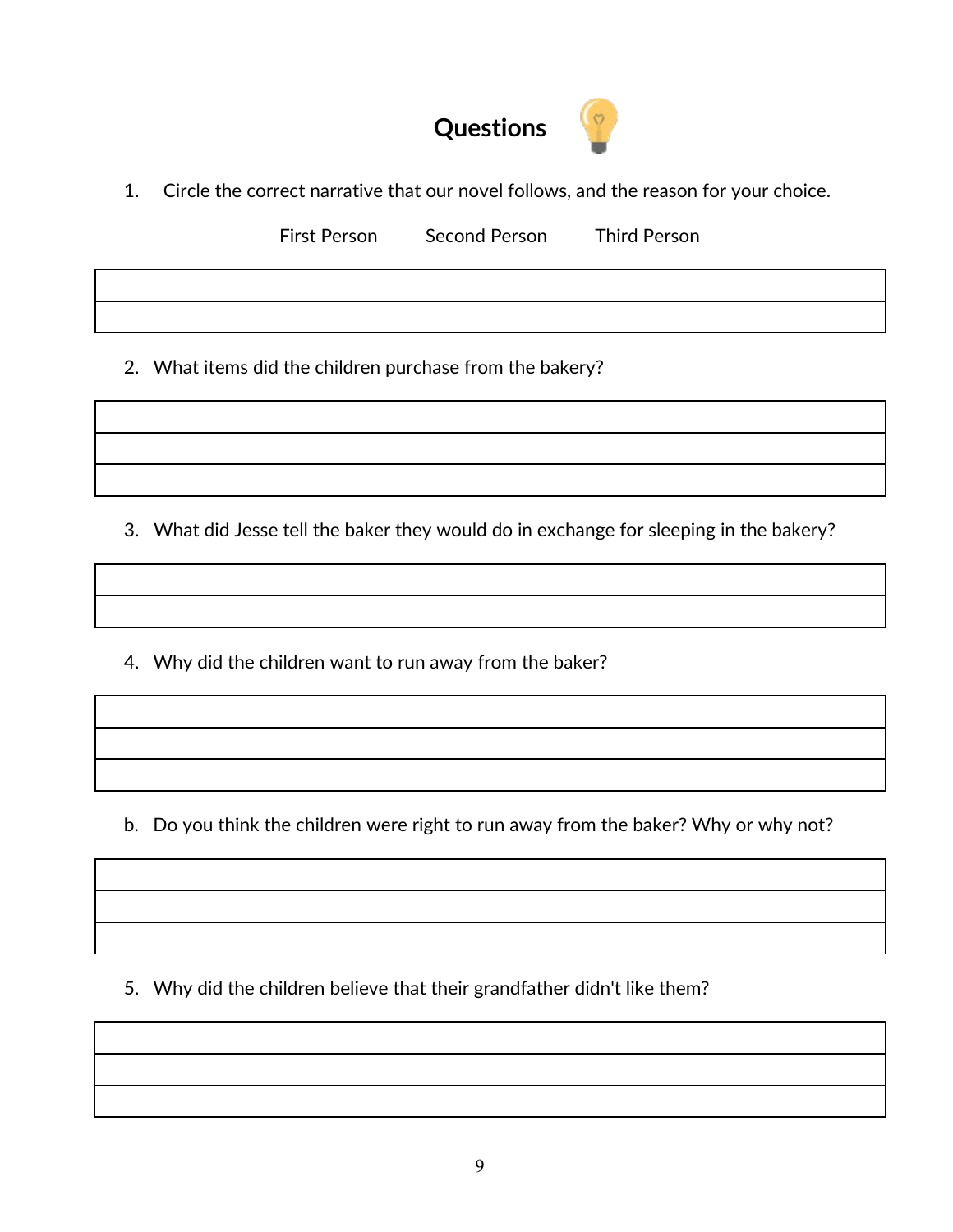# Questions

1. Circle the correct narrative that our novel follows, and the reason for your choice.

   First Person        Second Person        Third Person

2. What items did the children purchase from the bakery?

3. What did Jesse tell the baker they would do in exchange for sleeping in the bakery?

4. Why did the children want to run away from the baker?

   b. Do you think the children were right to run away from the baker? Why or why not?

5. Why did the children believe that their grandfather didn't like them?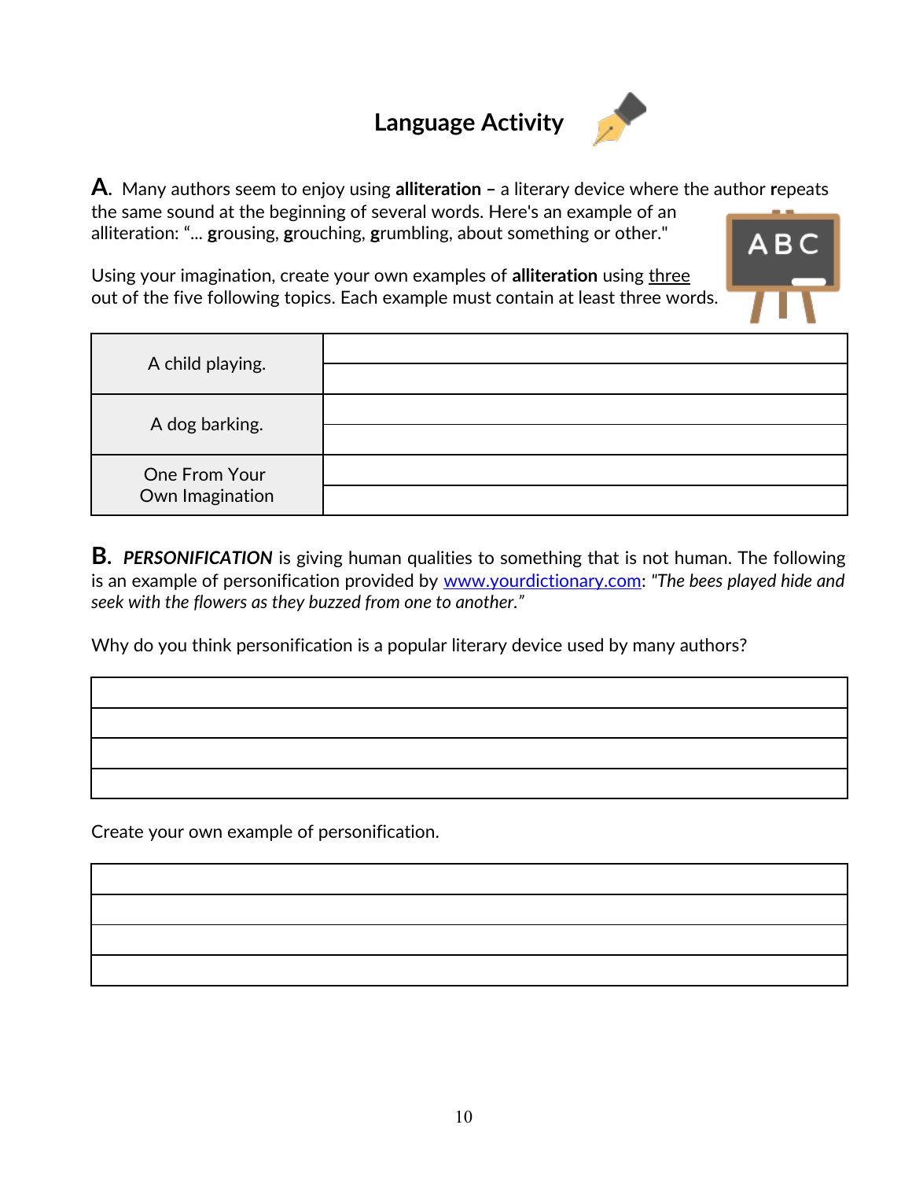# Language Activity

**A.** Many authors seem to enjoy using **alliteration –** a literary device where the author **r**epeats the same sound at the beginning of several words. Here's an example of an alliteration: "... **g**rousing, **g**rouching, **g**rumbling, about something or other."

Using your imagination, create your own examples of **alliteration** using three out of the five following topics. Each example must contain at least three words.

| | |
|---|---|
| A child playing. | |
| | |
| A dog barking. | |
| | |
| One From Your Own Imagination | |
| | |

**B.** ***PERSONIFICATION*** is giving human qualities to something that is not human. The following is an example of personification provided by www.yourdictionary.com: *"The bees played hide and seek with the flowers as they buzzed from one to another."*

Why do you think personification is a popular literary device used by many authors?

| |
|---|
| |
| |
| |
| |

Create your own example of personification.

| |
|---|
| |
| |
| |
| |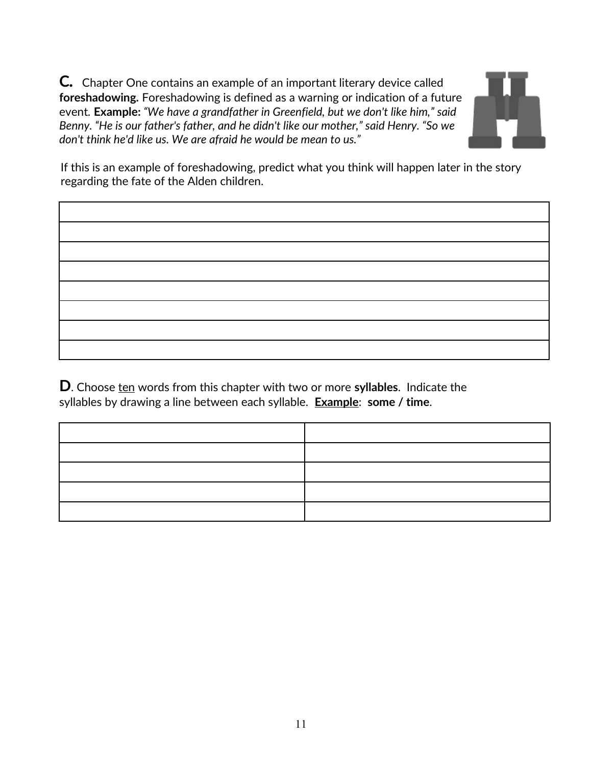**C.** Chapter One contains an example of an important literary device called **foreshadowing.** Foreshadowing is defined as a warning or indication of a future event. **Example:** *"We have a grandfather in Greenfield, but we don't like him," said Benny. "He is our father's father, and he didn't like our mother," said Henry. "So we don't think he'd like us. We are afraid he would be mean to us."*

If this is an example of foreshadowing, predict what you think will happen later in the story regarding the fate of the Alden children.

| |
|---|
| |
| |
| |
| |
| |
| |
| |

**D**. Choose ten words from this chapter with two or more **syllables**. Indicate the syllables by drawing a line between each syllable. **Example**: **some / time**.

| | |
|---|---|
| | |
| | |
| | |
| | |
| | |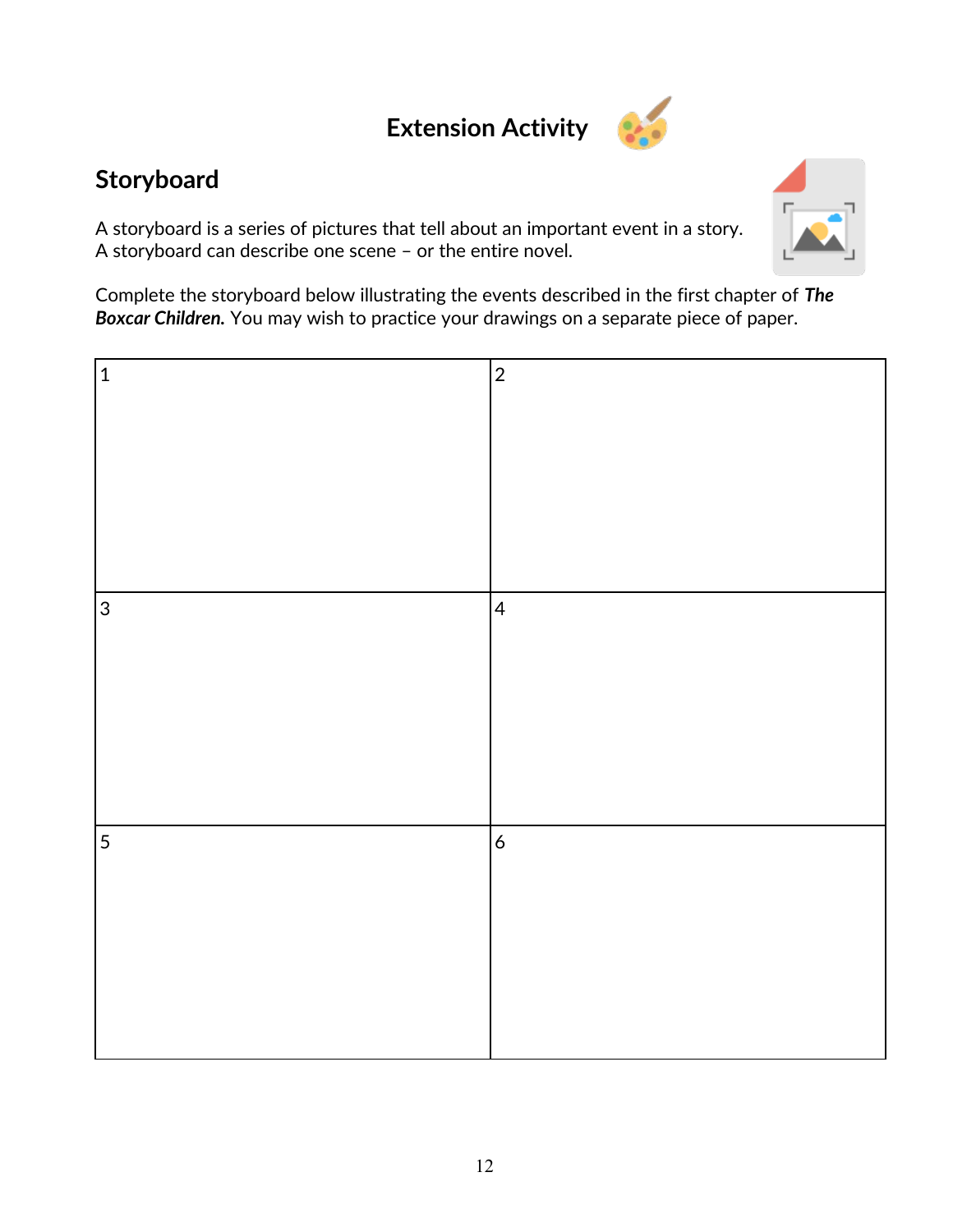# Extension Activity

## Storyboard

A storyboard is a series of pictures that tell about an important event in a story.
A storyboard can describe one scene – or the entire novel.

Complete the storyboard below illustrating the events described in the first chapter of ***The Boxcar Children.*** You may wish to practice your drawings on a separate piece of paper.

| | |
|---|---|
| 1 | 2 |
| 3 | 4 |
| 5 | 6 |